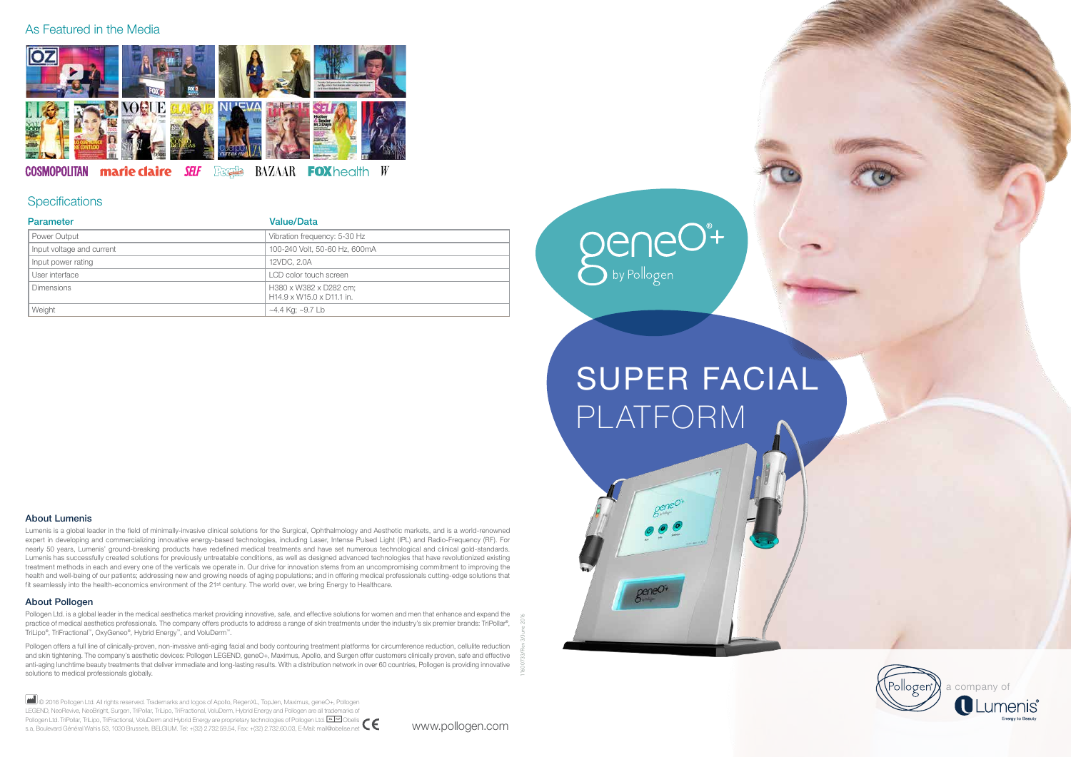## As Featured in the Media

COSMOPOLITAN marie claire SELF People BAZAAR FOXhealth W

## Specifications

| Parameter | Value/Data |
|---|---|
| Power Output | Vibration frequency: 5-30 Hz |
| Input voltage and current | 100-240 Volt, 50-60 Hz, 600mA |
| Input power rating | 12VDC, 2.0A |
| User interface | LCD color touch screen |
| Dimensions | H380 x W382 x D282 cm; H14.9 x W15.0 x D11.1 in. |
| Weight | ~4.4 Kg; ~9.7 Lb |

### About Lumenis

Lumenis is a global leader in the field of minimally-invasive clinical solutions for the Surgical, Ophthalmology and Aesthetic markets, and is a world-renowned expert in developing and commercializing innovative energy-based technologies, including Laser, Intense Pulsed Light (IPL) and Radio-Frequency (RF). For nearly 50 years, Lumenis' ground-breaking products have redefined medical treatments and have set numerous technological and clinical gold-standards. Lumenis has successfully created solutions for previously untreatable conditions, as well as designed advanced technologies that have revolutionized existing treatment methods in each and every one of the verticals we operate in. Our drive for innovation stems from an uncompromising commitment to improving the health and well-being of our patients; addressing new and growing needs of aging populations; and in offering medical professionals cutting-edge solutions that fit seamlessly into the health-economics environment of the 21st century. The world over, we bring Energy to Healthcare.

### About Pollogen

Pollogen Ltd. is a global leader in the medical aesthetics market providing innovative, safe, and effective solutions for women and men that enhance and expand the practice of medical aesthetics professionals. The company offers products to address a range of skin treatments under the industry's six premier brands: TriPollar®, TriLipo®, TriFractional™, OxyGeneo®, Hybrid Energy™, and VoluDerm™.

Pollogen offers a full line of clinically-proven, non-invasive anti-aging facial and body contouring treatment platforms for circumference reduction, cellulite reduction and skin tightening. The company's aesthetic devices: Pollogen LEGEND, geneO+, Maximus, Apollo, and Surgen offer customers clinically proven, safe and effective anti-aging lunchtime beauty treatments that deliver immediate and long-lasting results. With a distribution network in over 60 countries, Pollogen is providing innovative solutions to medical professionals globally.

© 2016 Pollogen Ltd. All rights reserved. Trademarks and logos of Apollo, RegenXL, TopJen, Maximus, geneO+, Pollogen LEGEND, NeoRevive, NeoBright, Surgen, TriPollar, TriLipo, TriFractional, VoluDerm, Hybrid Energy and Pollogen are all trademarks of Pollogen Ltd. TriPollar, TriLipo, TriFractional, VoluDerm and Hybrid Energy are proprietary technologies of Pollogen Ltd. EC REP Obelis s.a, Boulevard Général Wahis 53, 1030 Brussels, BELGIUM. Tel: +(32) 2.732.59.54, Fax: +(32) 2.732.60.03, E-Mail: mail@obelis.net CE

www.pollogen.com

# geneO®+ by Pollogen

# SUPER FACIAL PLATFORM

Pollogen a company of Lumenis® Energy to Beauty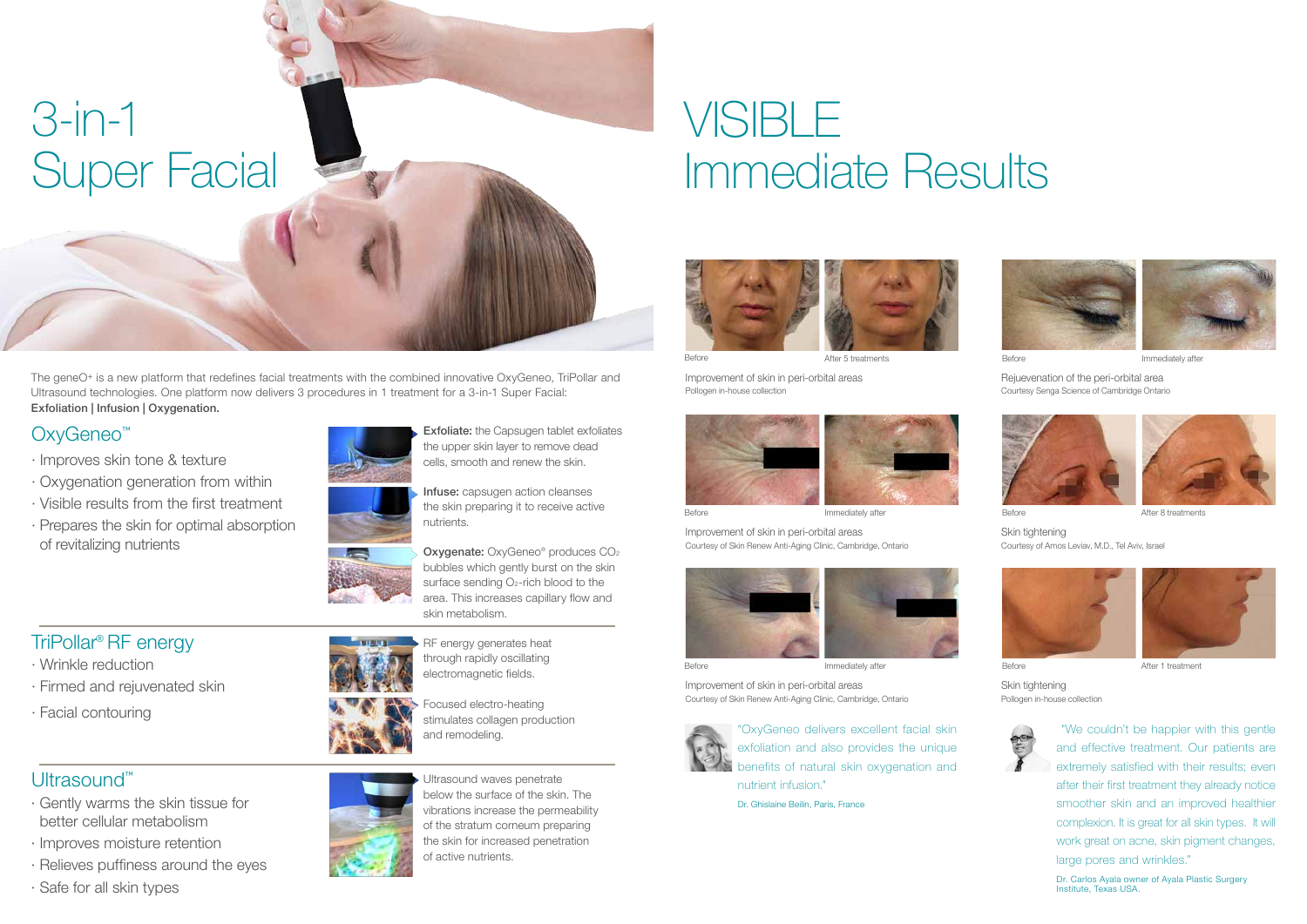# 3-in-1 Super Facial

The geneO+ is a new platform that redefines facial treatments with the combined innovative OxyGeneo, TriPollar and Ultrasound technologies. One platform now delivers 3 procedures in 1 treatment for a 3-in-1 Super Facial: **Exfoliation | Infusion | Oxygenation.**

## OxyGeneo™

- Improves skin tone & texture
- Oxygenation generation from within
- Visible results from the first treatment
- Prepares the skin for optimal absorption of revitalizing nutrients

**Exfoliate:** the Capsugen tablet exfoliates the upper skin layer to remove dead cells, smooth and renew the skin.

**Infuse:** capsugen action cleanses the skin preparing it to receive active nutrients.

**Oxygenate:** OxyGeneo® produces $CO_2$ bubbles which gently burst on the skin surface sending $O_2$-rich blood to the area. This increases capillary flow and skin metabolism.

## TriPollar® RF energy

- Wrinkle reduction
- Firmed and rejuvenated skin
- Facial contouring

RF energy generates heat through rapidly oscillating electromagnetic fields.

Focused electro-heating stimulates collagen production and remodeling.

## Ultrasound™

- Gently warms the skin tissue for better cellular metabolism
- Improves moisture retention
- Relieves puffiness around the eyes
- Safe for all skin types

Ultrasound waves penetrate below the surface of the skin. The vibrations increase the permeability of the stratum corneum preparing the skin for increased penetration of active nutrients.

# VISIBLE Immediate Results

Before | After 5 treatments

Improvement of skin in peri-orbital areas
Pollogen in-house collection

Before | Immediately after

Improvement of skin in peri-orbital areas
Courtesy of Skin Renew Anti-Aging Clinic, Cambridge, Ontario

Before | Immediately after

Improvement of skin in peri-orbital areas
Courtesy of Skin Renew Anti-Aging Clinic, Cambridge, Ontario

Before | Immediately after

Rejuvenation of the peri-orbital area
Courtesy Senga Science of Cambridge Ontario

Before | After 8 treatments

Skin tightening
Courtesy of Amos Leviav, M.D., Tel Aviv, Israel

Before | After 1 treatment

Skin tightening
Pollogen in-house collection

"OxyGeneo delivers excellent facial skin exfoliation and also provides the unique benefits of natural skin oxygenation and nutrient infusion."

Dr. Ghislaine Beilin, Paris, France

"We couldn't be happier with this gentle and effective treatment. Our patients are extremely satisfied with their results; even after their first treatment they already notice smoother skin and an improved healthier complexion. It is great for all skin types. It will work great on acne, skin pigment changes, large pores and wrinkles."

Dr. Carlos Ayala owner of Ayala Plastic Surgery Institute, Texas USA.